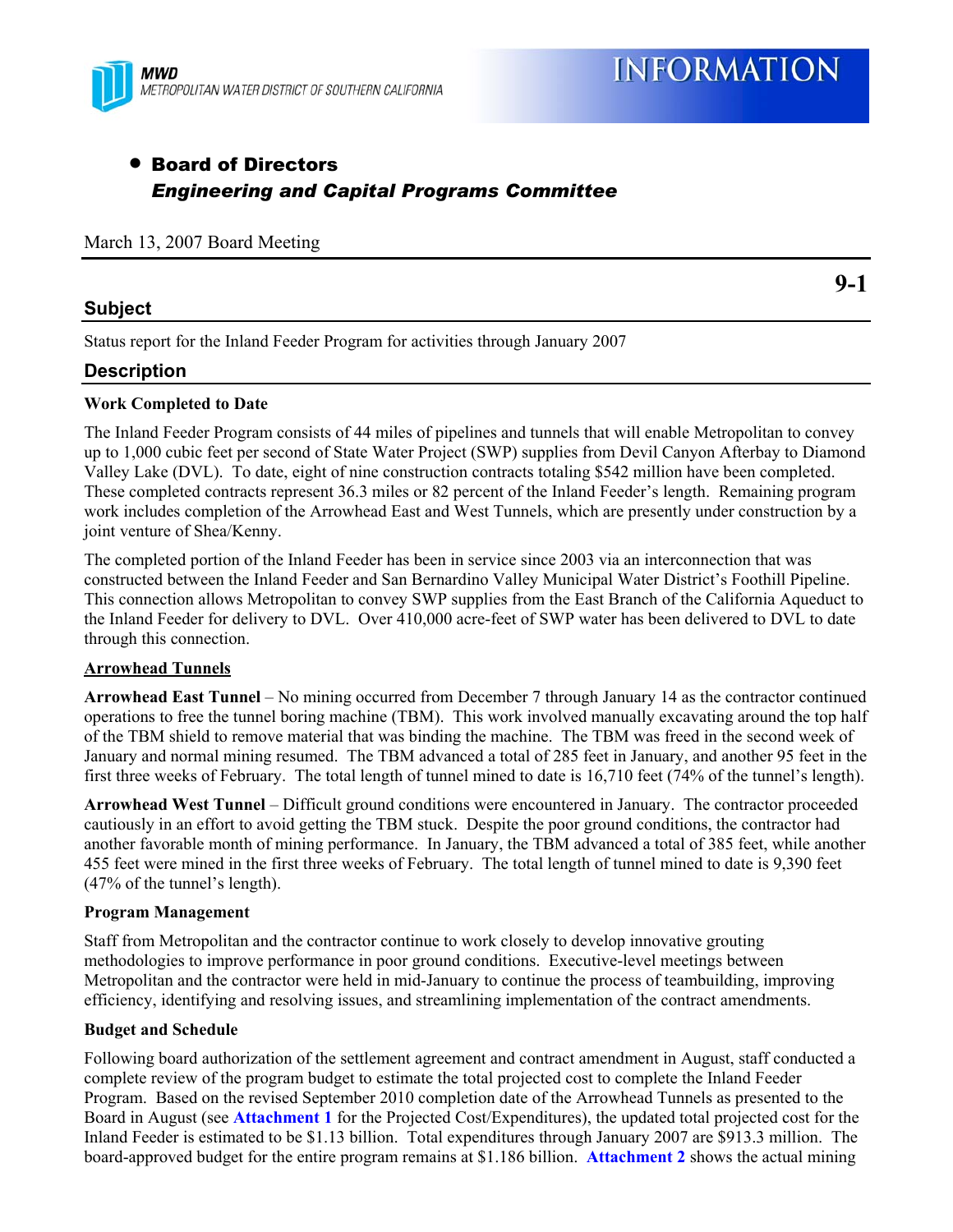MWD
METROPOLITAN WATER DISTRICT OF SOUTHERN CALIFORNIA

# INFORMATION

- **Board of Directors**
  ***Engineering and Capital Programs Committee***

March 13, 2007 Board Meeting

**9-1**

## Subject

Status report for the Inland Feeder Program for activities through January 2007

## Description

**Work Completed to Date**

The Inland Feeder Program consists of 44 miles of pipelines and tunnels that will enable Metropolitan to convey up to 1,000 cubic feet per second of State Water Project (SWP) supplies from Devil Canyon Afterbay to Diamond Valley Lake (DVL). To date, eight of nine construction contracts totaling $542 million have been completed. These completed contracts represent 36.3 miles or 82 percent of the Inland Feeder's length. Remaining program work includes completion of the Arrowhead East and West Tunnels, which are presently under construction by a joint venture of Shea/Kenny.

The completed portion of the Inland Feeder has been in service since 2003 via an interconnection that was constructed between the Inland Feeder and San Bernardino Valley Municipal Water District's Foothill Pipeline. This connection allows Metropolitan to convey SWP supplies from the East Branch of the California Aqueduct to the Inland Feeder for delivery to DVL. Over 410,000 acre-feet of SWP water has been delivered to DVL to date through this connection.

**Arrowhead Tunnels**

**Arrowhead East Tunnel** – No mining occurred from December 7 through January 14 as the contractor continued operations to free the tunnel boring machine (TBM). This work involved manually excavating around the top half of the TBM shield to remove material that was binding the machine. The TBM was freed in the second week of January and normal mining resumed. The TBM advanced a total of 285 feet in January, and another 95 feet in the first three weeks of February. The total length of tunnel mined to date is 16,710 feet (74% of the tunnel's length).

**Arrowhead West Tunnel** – Difficult ground conditions were encountered in January. The contractor proceeded cautiously in an effort to avoid getting the TBM stuck. Despite the poor ground conditions, the contractor had another favorable month of mining performance. In January, the TBM advanced a total of 385 feet, while another 455 feet were mined in the first three weeks of February. The total length of tunnel mined to date is 9,390 feet (47% of the tunnel's length).

**Program Management**

Staff from Metropolitan and the contractor continue to work closely to develop innovative grouting methodologies to improve performance in poor ground conditions. Executive-level meetings between Metropolitan and the contractor were held in mid-January to continue the process of teambuilding, improving efficiency, identifying and resolving issues, and streamlining implementation of the contract amendments.

**Budget and Schedule**

Following board authorization of the settlement agreement and contract amendment in August, staff conducted a complete review of the program budget to estimate the total projected cost to complete the Inland Feeder Program. Based on the revised September 2010 completion date of the Arrowhead Tunnels as presented to the Board in August (see **Attachment 1** for the Projected Cost/Expenditures), the updated total projected cost for the Inland Feeder is estimated to be $1.13 billion. Total expenditures through January 2007 are $913.3 million. The board-approved budget for the entire program remains at $1.186 billion. **Attachment 2** shows the actual mining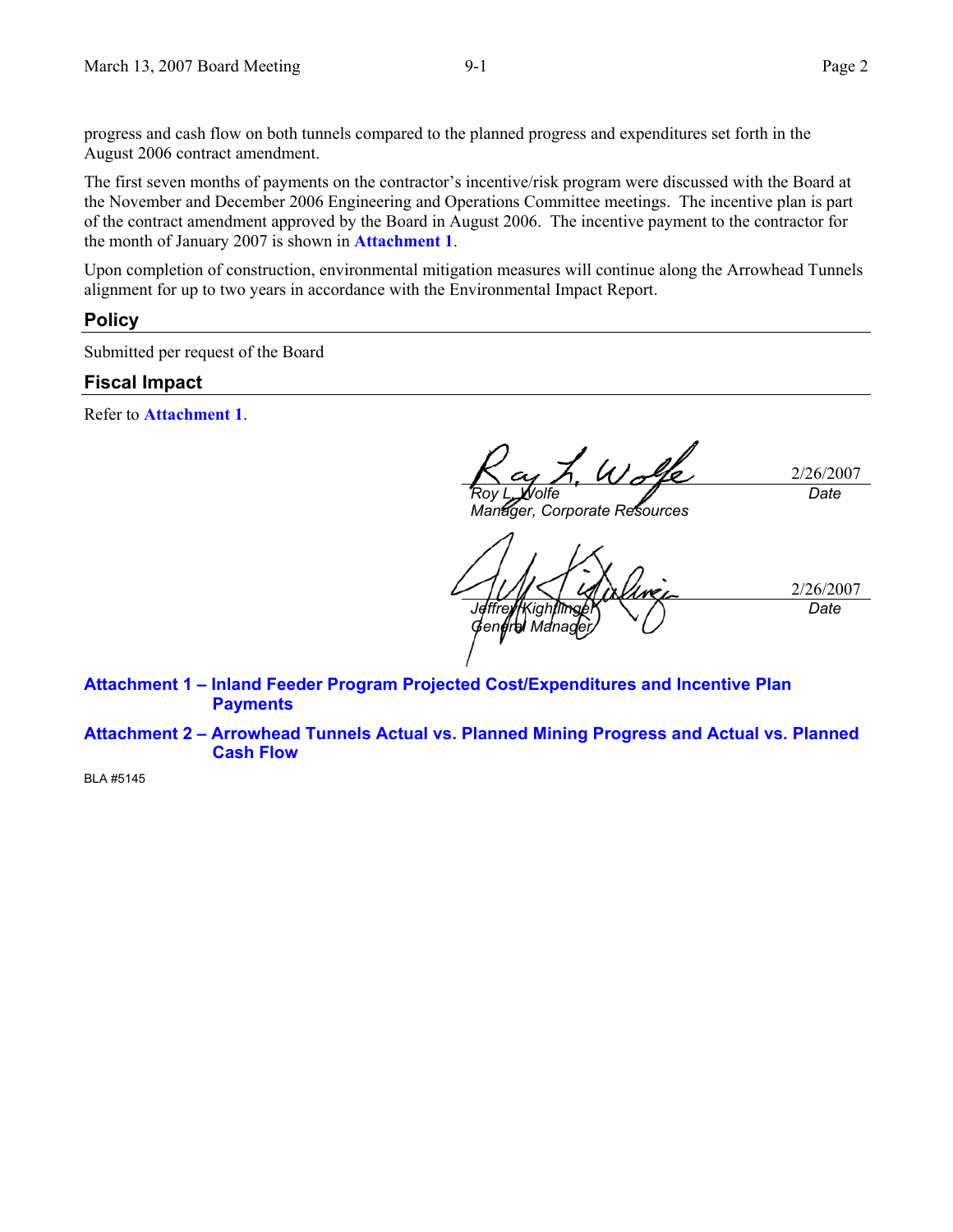progress and cash flow on both tunnels compared to the planned progress and expenditures set forth in the August 2006 contract amendment.

The first seven months of payments on the contractor's incentive/risk program were discussed with the Board at the November and December 2006 Engineering and Operations Committee meetings. The incentive plan is part of the contract amendment approved by the Board in August 2006. The incentive payment to the contractor for the month of January 2007 is shown in **Attachment 1**.

Upon completion of construction, environmental mitigation measures will continue along the Arrowhead Tunnels alignment for up to two years in accordance with the Environmental Impact Report.

## Policy

Submitted per request of the Board

## Fiscal Impact

Refer to **Attachment 1**.

*Roy L. Wolfe*
*Manager, Corporate Resources*
2/26/2007
*Date*

*Jeffrey Kightlinger*
*General Manager*
2/26/2007
*Date*

**Attachment 1 – Inland Feeder Program Projected Cost/Expenditures and Incentive Plan Payments**

**Attachment 2 – Arrowhead Tunnels Actual vs. Planned Mining Progress and Actual vs. Planned Cash Flow**

BLA #5145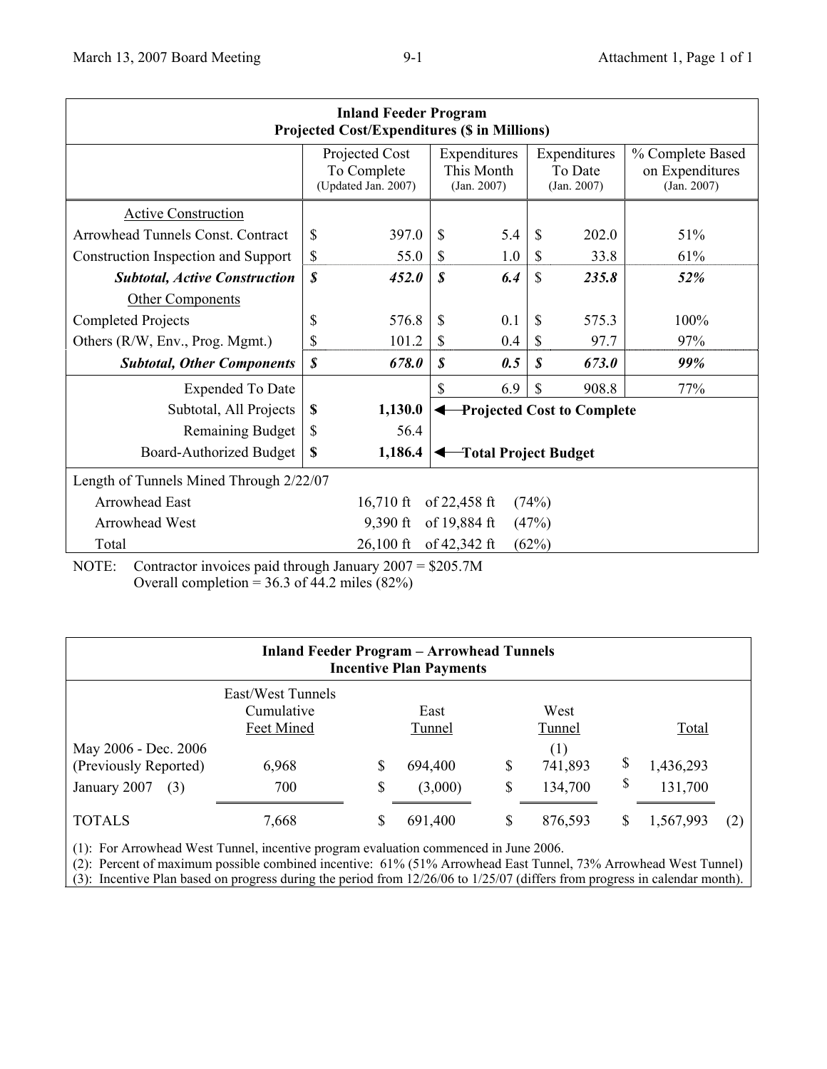| Inland Feeder Program<br>Projected Cost/Expenditures ($ in Millions) | | | | |
|---|---|---|---|---|
| | Projected Cost To Complete (Updated Jan. 2007) | Expenditures This Month (Jan. 2007) | Expenditures To Date (Jan. 2007) | % Complete Based on Expenditures (Jan. 2007) |
| Active Construction | | | | |
| Arrowhead Tunnels Const. Contract | $ 397.0 | $ 5.4 | $ 202.0 | 51% |
| Construction Inspection and Support | $ 55.0 | $ 1.0 | $ 33.8 | 61% |
| ***Subtotal, Active Construction*** | ***$ 452.0*** | ***$ 6.4*** | $ ***235.8*** | ***52%*** |
| Other Components | | | | |
| Completed Projects | $ 576.8 | $ 0.1 | $ 575.3 | 100% |
| Others (R/W, Env., Prog. Mgmt.) | $ 101.2 | $ 0.4 | $ 97.7 | 97% |
| ***Subtotal, Other Components*** | ***$ 678.0*** | ***$ 0.5*** | ***$ 673.0*** | ***99%*** |
| Expended To Date | | $ 6.9 | $ 908.8 | 77% |
| Subtotal, All Projects | **$ 1,130.0** | ◄ **Projected Cost to Complete** | | |
| Remaining Budget | $ 56.4 | | | |
| Board-Authorized Budget | **$ 1,186.4** | ◄ **Total Project Budget** | | |
| Length of Tunnels Mined Through 2/22/07 | | | | |
| Arrowhead East | 16,710 ft | of 22,458 ft | (74%) | |
| Arrowhead West | 9,390 ft | of 19,884 ft | (47%) | |
| Total | 26,100 ft | of 42,342 ft | (62%) | |

NOTE: Contractor invoices paid through January 2007 = $205.7M
Overall completion = 36.3 of 44.2 miles (82%)

| Inland Feeder Program – Arrowhead Tunnels<br>Incentive Plan Payments | | | | | |
|---|---|---|---|---|---|
| | East/West Tunnels Cumulative Feet Mined | East Tunnel | West Tunnel | Total | |
| May 2006 - Dec. 2006 (Previously Reported) | 6,968 | $ 694,400 | (1) $ 741,893 | $ 1,436,293 | |
| January 2007 (3) | 700 | $ (3,000) | $ 134,700 | $ 131,700 | |
| TOTALS | 7,668 | $ 691,400 | $ 876,593 | $ 1,567,993 | (2) |

(1): For Arrowhead West Tunnel, incentive program evaluation commenced in June 2006.
(2): Percent of maximum possible combined incentive: 61% (51% Arrowhead East Tunnel, 73% Arrowhead West Tunnel)
(3): Incentive Plan based on progress during the period from 12/26/06 to 1/25/07 (differs from progress in calendar month).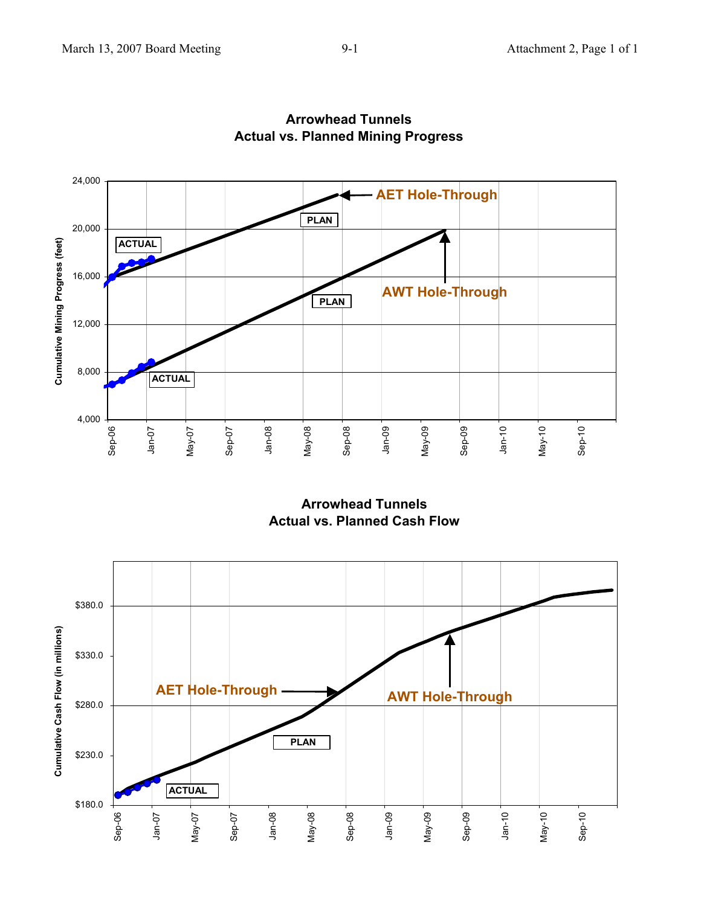## Arrowhead Tunnels
## Actual vs. Planned Mining Progress

Cumulative Mining Progress (feet)

24,000
20,000
16,000
12,000
8,000
4,000

Sep-06
Jan-07
May-07
Sep-07
Jan-08
May-08
Sep-08
Jan-09
May-09
Sep-09
Jan-10
May-10
Sep-10

ACTUAL
PLAN
AET Hole-Through
PLAN
AWT Hole-Through
ACTUAL

## Arrowhead Tunnels
## Actual vs. Planned Cash Flow

Cumulative Cash Flow (in millions)

$380.0
$330.0
$280.0
$230.0
$180.0

Sep-06
Jan-07
May-07
Sep-07
Jan-08
May-08
Sep-08
Jan-09
May-09
Sep-09
Jan-10
May-10
Sep-10

AET Hole-Through
AWT Hole-Through
PLAN
ACTUAL